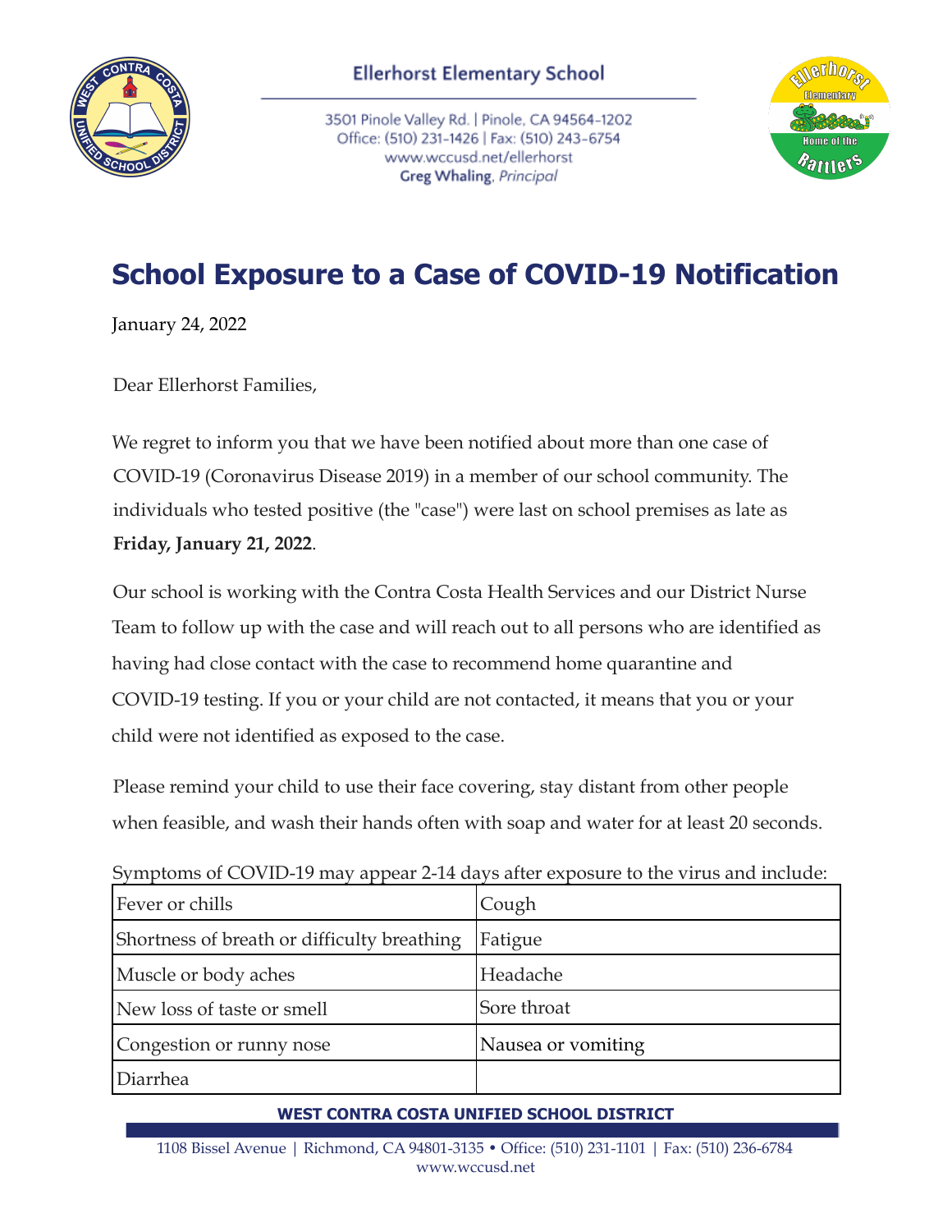Ellerhorst Elementary School

3501 Pinole Valley Rd. | Pinole, CA 94564-1202
Office: (510) 231-1426 | Fax: (510) 243-6754
www.wccusd.net/ellerhorst
**Greg Whaling**, *Principal*

# School Exposure to a Case of COVID-19 Notification

January 24, 2022

Dear Ellerhorst Families,

We regret to inform you that we have been notified about more than one case of COVID-19 (Coronavirus Disease 2019) in a member of our school community. The individuals who tested positive (the "case") were last on school premises as late as **Friday, January 21, 2022**.

Our school is working with the Contra Costa Health Services and our District Nurse Team to follow up with the case and will reach out to all persons who are identified as having had close contact with the case to recommend home quarantine and COVID-19 testing. If you or your child are not contacted, it means that you or your child were not identified as exposed to the case.

Please remind your child to use their face covering, stay distant from other people when feasible, and wash their hands often with soap and water for at least 20 seconds.

Symptoms of COVID-19 may appear 2-14 days after exposure to the virus and include:

| | |
|---|---|
| Fever or chills | Cough |
| Shortness of breath or difficulty breathing | Fatigue |
| Muscle or body aches | Headache |
| New loss of taste or smell | Sore throat |
| Congestion or runny nose | Nausea or vomiting |
| Diarrhea | |

**WEST CONTRA COSTA UNIFIED SCHOOL DISTRICT**

1108 Bissel Avenue | Richmond, CA 94801-3135 • Office: (510) 231-1101 | Fax: (510) 236-6784
www.wccusd.net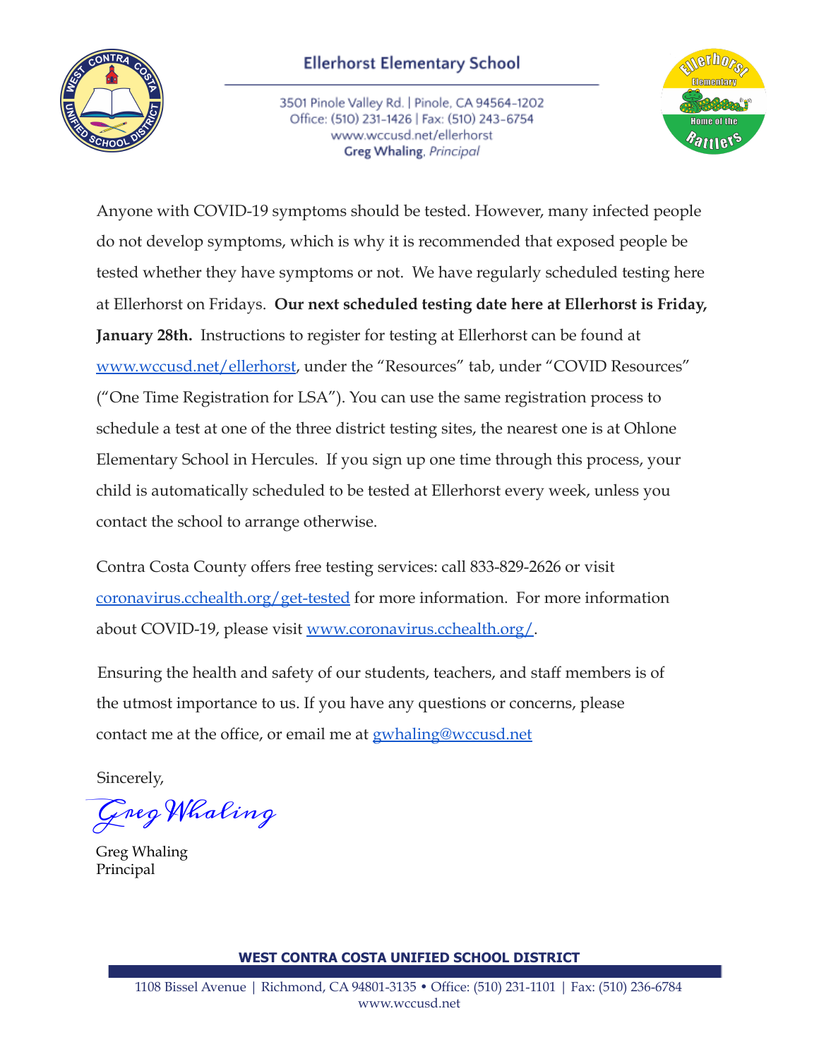**Ellerhorst Elementary School**

3501 Pinole Valley Rd. | Pinole, CA 94564-1202
Office: (510) 231-1426 | Fax: (510) 243-6754
www.wccusd.net/ellerhorst
**Greg Whaling**, *Principal*

Anyone with COVID-19 symptoms should be tested. However, many infected people do not develop symptoms, which is why it is recommended that exposed people be tested whether they have symptoms or not. We have regularly scheduled testing here at Ellerhorst on Fridays. **Our next scheduled testing date here at Ellerhorst is Friday, January 28th.** Instructions to register for testing at Ellerhorst can be found at www.wccusd.net/ellerhorst, under the "Resources" tab, under "COVID Resources" ("One Time Registration for LSA"). You can use the same registration process to schedule a test at one of the three district testing sites, the nearest one is at Ohlone Elementary School in Hercules. If you sign up one time through this process, your child is automatically scheduled to be tested at Ellerhorst every week, unless you contact the school to arrange otherwise.

Contra Costa County offers free testing services: call 833-829-2626 or visit coronavirus.cchealth.org/get-tested for more information. For more information about COVID-19, please visit www.coronavirus.cchealth.org/.

Ensuring the health and safety of our students, teachers, and staff members is of the utmost importance to us. If you have any questions or concerns, please contact me at the office, or email me at gwhaling@wccusd.net

Sincerely,

*Greg Whaling*

Greg Whaling
Principal

**WEST CONTRA COSTA UNIFIED SCHOOL DISTRICT**

1108 Bissel Avenue | Richmond, CA 94801-3135 • Office: (510) 231-1101 | Fax: (510) 236-6784
www.wccusd.net